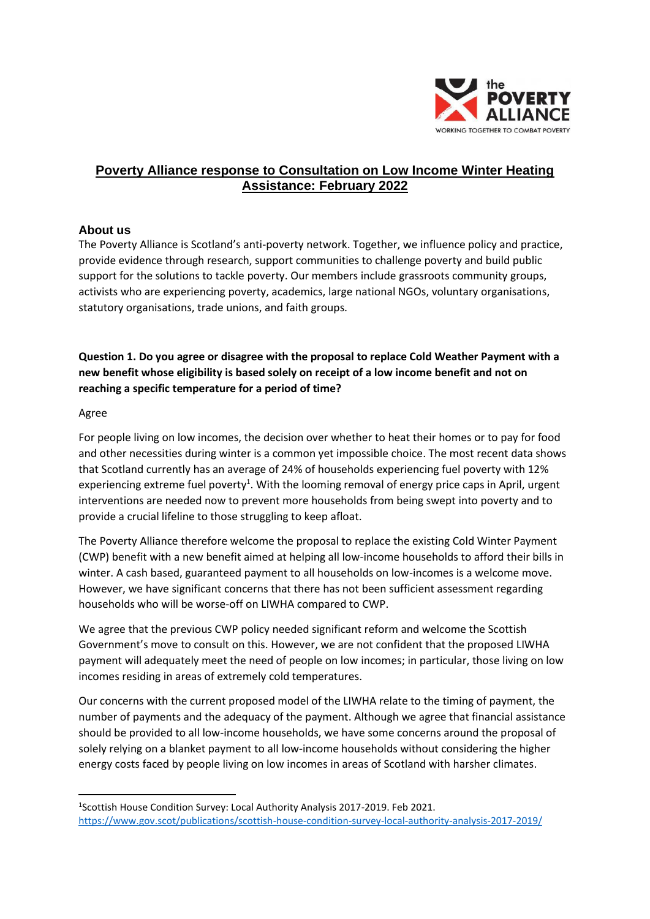# Poverty Alliance response to Consultation on Low Income Winter Heating Assistance: February 2022

## About us

The Poverty Alliance is Scotland's anti-poverty network. Together, we influence policy and practice, provide evidence through research, support communities to challenge poverty and build public support for the solutions to tackle poverty. Our members include grassroots community groups, activists who are experiencing poverty, academics, large national NGOs, voluntary organisations, statutory organisations, trade unions, and faith groups.

**Question 1. Do you agree or disagree with the proposal to replace Cold Weather Payment with a new benefit whose eligibility is based solely on receipt of a low income benefit and not on reaching a specific temperature for a period of time?**

Agree

For people living on low incomes, the decision over whether to heat their homes or to pay for food and other necessities during winter is a common yet impossible choice. The most recent data shows that Scotland currently has an average of 24% of households experiencing fuel poverty with 12% experiencing extreme fuel poverty[1]. With the looming removal of energy price caps in April, urgent interventions are needed now to prevent more households from being swept into poverty and to provide a crucial lifeline to those struggling to keep afloat.

The Poverty Alliance therefore welcome the proposal to replace the existing Cold Winter Payment (CWP) benefit with a new benefit aimed at helping all low-income households to afford their bills in winter. A cash based, guaranteed payment to all households on low-incomes is a welcome move. However, we have significant concerns that there has not been sufficient assessment regarding households who will be worse-off on LIWHA compared to CWP.

We agree that the previous CWP policy needed significant reform and welcome the Scottish Government's move to consult on this. However, we are not confident that the proposed LIWHA payment will adequately meet the need of people on low incomes; in particular, those living on low incomes residing in areas of extremely cold temperatures.

Our concerns with the current proposed model of the LIWHA relate to the timing of payment, the number of payments and the adequacy of the payment. Although we agree that financial assistance should be provided to all low-income households, we have some concerns around the proposal of solely relying on a blanket payment to all low-income households without considering the higher energy costs faced by people living on low incomes in areas of Scotland with harsher climates.

---

[1] Scottish House Condition Survey: Local Authority Analysis 2017-2019. Feb 2021. https://www.gov.scot/publications/scottish-house-condition-survey-local-authority-analysis-2017-2019/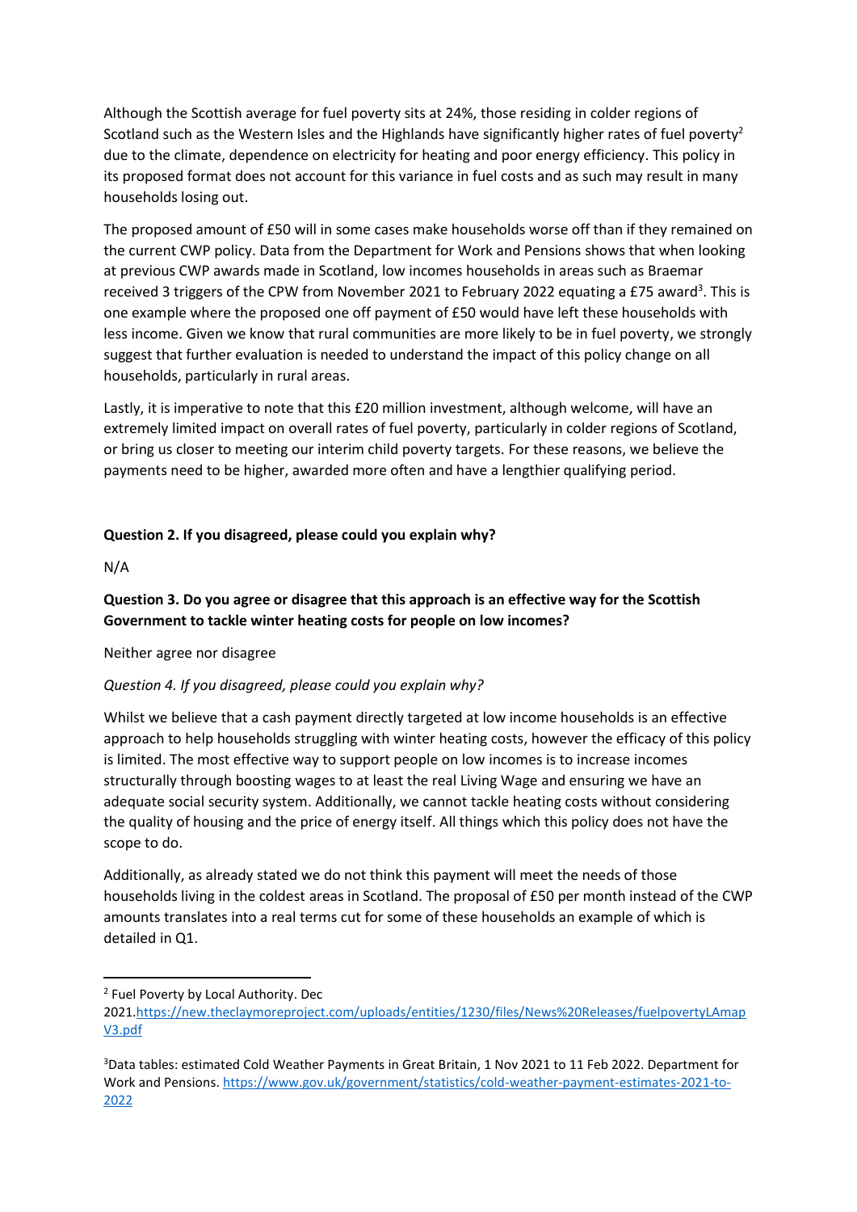Although the Scottish average for fuel poverty sits at 24%, those residing in colder regions of Scotland such as the Western Isles and the Highlands have significantly higher rates of fuel poverty[2] due to the climate, dependence on electricity for heating and poor energy efficiency. This policy in its proposed format does not account for this variance in fuel costs and as such may result in many households losing out.

The proposed amount of £50 will in some cases make households worse off than if they remained on the current CWP policy. Data from the Department for Work and Pensions shows that when looking at previous CWP awards made in Scotland, low incomes households in areas such as Braemar received 3 triggers of the CPW from November 2021 to February 2022 equating a £75 award[3]. This is one example where the proposed one off payment of £50 would have left these households with less income. Given we know that rural communities are more likely to be in fuel poverty, we strongly suggest that further evaluation is needed to understand the impact of this policy change on all households, particularly in rural areas.

Lastly, it is imperative to note that this £20 million investment, although welcome, will have an extremely limited impact on overall rates of fuel poverty, particularly in colder regions of Scotland, or bring us closer to meeting our interim child poverty targets. For these reasons, we believe the payments need to be higher, awarded more often and have a lengthier qualifying period.

**Question 2. If you disagreed, please could you explain why?**

N/A

**Question 3. Do you agree or disagree that this approach is an effective way for the Scottish Government to tackle winter heating costs for people on low incomes?**

Neither agree nor disagree

*Question 4. If you disagreed, please could you explain why?*

Whilst we believe that a cash payment directly targeted at low income households is an effective approach to help households struggling with winter heating costs, however the efficacy of this policy is limited. The most effective way to support people on low incomes is to increase incomes structurally through boosting wages to at least the real Living Wage and ensuring we have an adequate social security system. Additionally, we cannot tackle heating costs without considering the quality of housing and the price of energy itself. All things which this policy does not have the scope to do.

Additionally, as already stated we do not think this payment will meet the needs of those households living in the coldest areas in Scotland. The proposal of £50 per month instead of the CWP amounts translates into a real terms cut for some of these households an example of which is detailed in Q1.

---

[2] Fuel Poverty by Local Authority. Dec 2021.https://new.theclaymoreproject.com/uploads/entities/1230/files/News%20Releases/fuelpovertyLAmapV3.pdf

[3] Data tables: estimated Cold Weather Payments in Great Britain, 1 Nov 2021 to 11 Feb 2022. Department for Work and Pensions. https://www.gov.uk/government/statistics/cold-weather-payment-estimates-2021-to-2022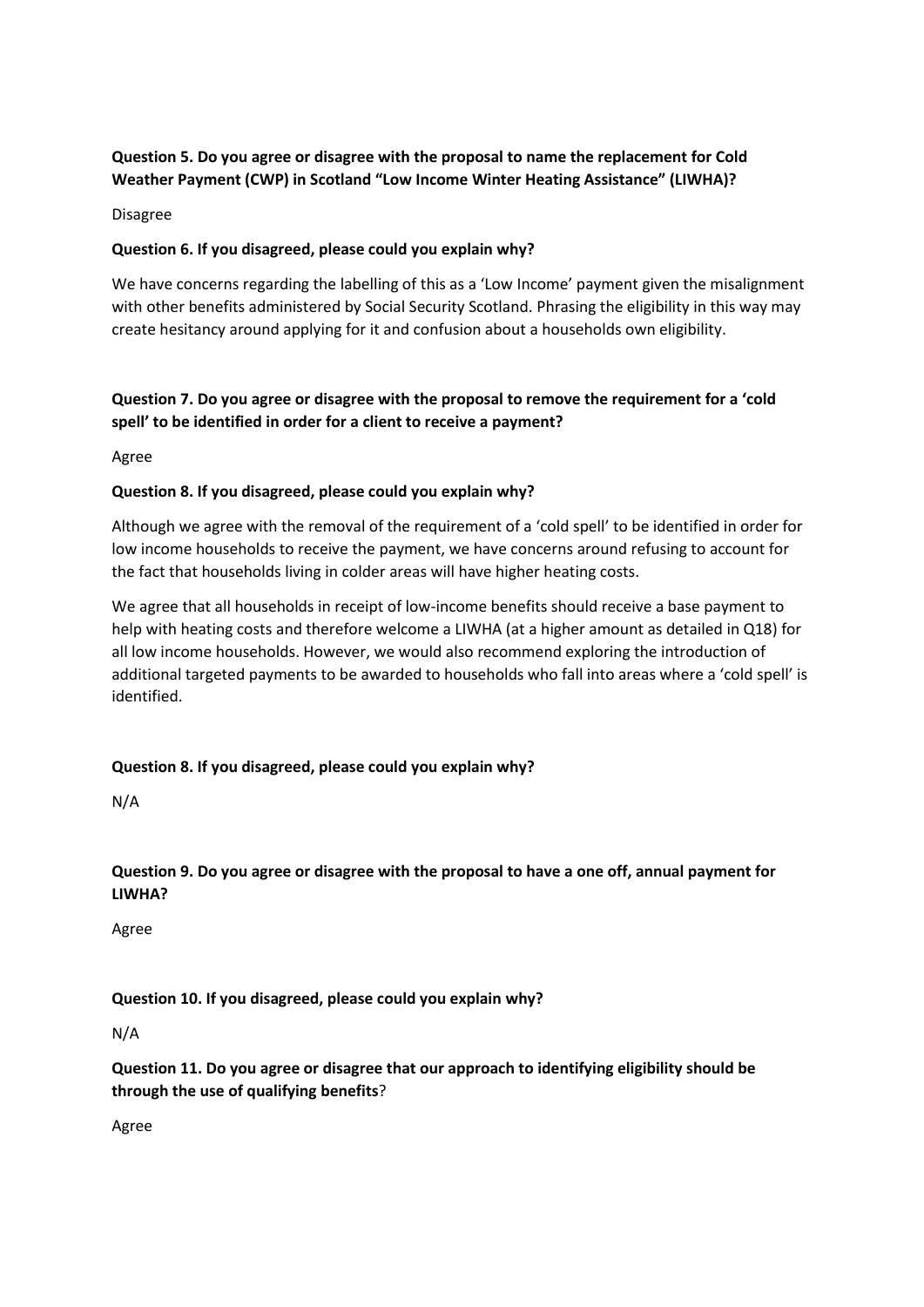**Question 5. Do you agree or disagree with the proposal to name the replacement for Cold Weather Payment (CWP) in Scotland "Low Income Winter Heating Assistance" (LIWHA)?**

Disagree

**Question 6. If you disagreed, please could you explain why?**

We have concerns regarding the labelling of this as a 'Low Income' payment given the misalignment with other benefits administered by Social Security Scotland. Phrasing the eligibility in this way may create hesitancy around applying for it and confusion about a households own eligibility.

**Question 7. Do you agree or disagree with the proposal to remove the requirement for a 'cold spell' to be identified in order for a client to receive a payment?**

Agree

**Question 8. If you disagreed, please could you explain why?**

Although we agree with the removal of the requirement of a 'cold spell' to be identified in order for low income households to receive the payment, we have concerns around refusing to account for the fact that households living in colder areas will have higher heating costs.

We agree that all households in receipt of low-income benefits should receive a base payment to help with heating costs and therefore welcome a LIWHA (at a higher amount as detailed in Q18) for all low income households. However, we would also recommend exploring the introduction of additional targeted payments to be awarded to households who fall into areas where a 'cold spell' is identified.

**Question 8. If you disagreed, please could you explain why?**

N/A

**Question 9. Do you agree or disagree with the proposal to have a one off, annual payment for LIWHA?**

Agree

**Question 10. If you disagreed, please could you explain why?**

N/A

**Question 11. Do you agree or disagree that our approach to identifying eligibility should be through the use of qualifying benefits**?

Agree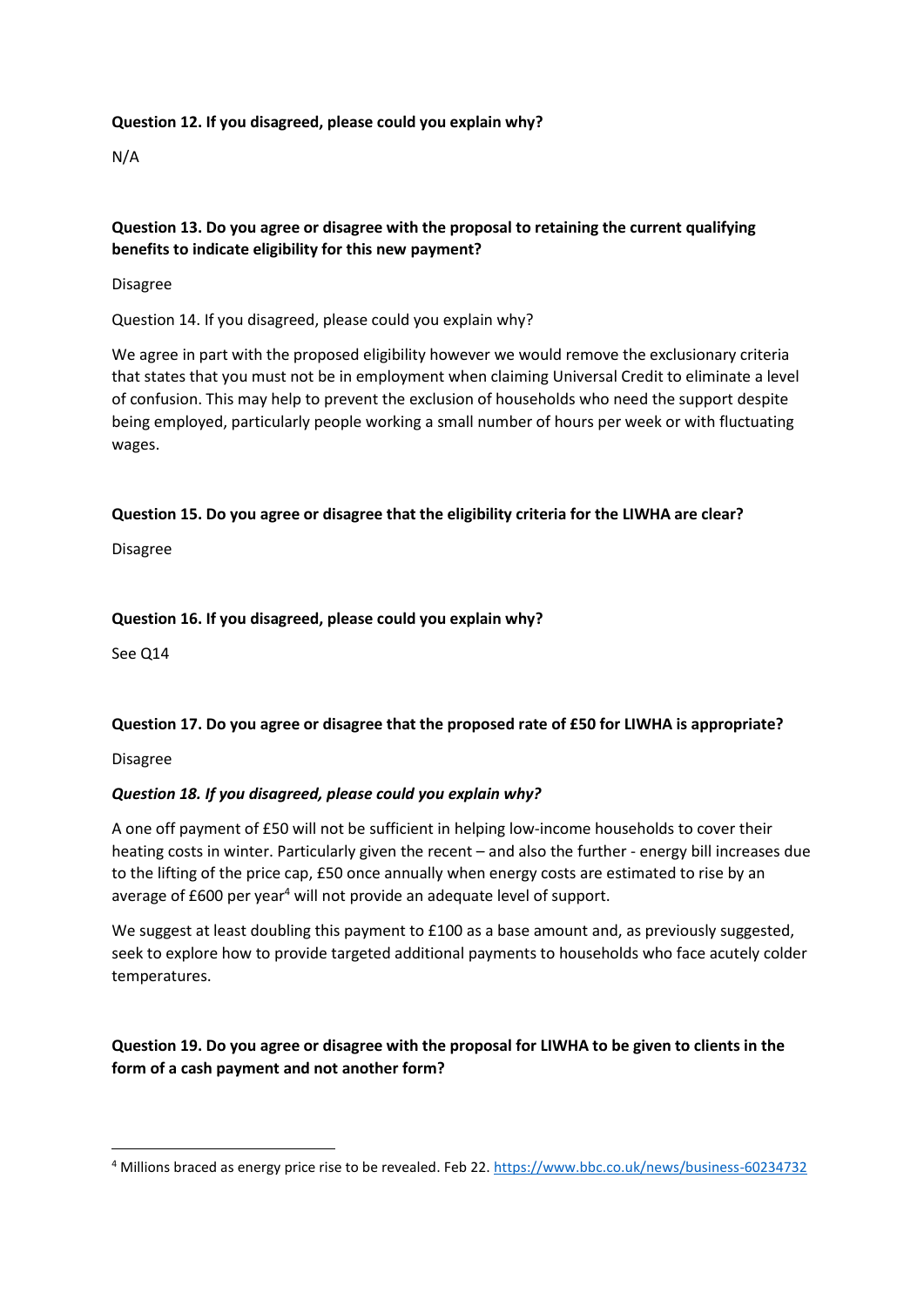**Question 12. If you disagreed, please could you explain why?**

N/A

**Question 13. Do you agree or disagree with the proposal to retaining the current qualifying benefits to indicate eligibility for this new payment?**

Disagree

Question 14. If you disagreed, please could you explain why?

We agree in part with the proposed eligibility however we would remove the exclusionary criteria that states that you must not be in employment when claiming Universal Credit to eliminate a level of confusion. This may help to prevent the exclusion of households who need the support despite being employed, particularly people working a small number of hours per week or with fluctuating wages.

**Question 15. Do you agree or disagree that the eligibility criteria for the LIWHA are clear?**

Disagree

**Question 16. If you disagreed, please could you explain why?**

See Q14

**Question 17. Do you agree or disagree that the proposed rate of £50 for LIWHA is appropriate?**

Disagree

***Question 18. If you disagreed, please could you explain why?***

A one off payment of £50 will not be sufficient in helping low-income households to cover their heating costs in winter. Particularly given the recent – and also the further - energy bill increases due to the lifting of the price cap, £50 once annually when energy costs are estimated to rise by an average of £600 per year[4] will not provide an adequate level of support.

We suggest at least doubling this payment to £100 as a base amount and, as previously suggested, seek to explore how to provide targeted additional payments to households who face acutely colder temperatures.

**Question 19. Do you agree or disagree with the proposal for LIWHA to be given to clients in the form of a cash payment and not another form?**

[4] Millions braced as energy price rise to be revealed. Feb 22. https://www.bbc.co.uk/news/business-60234732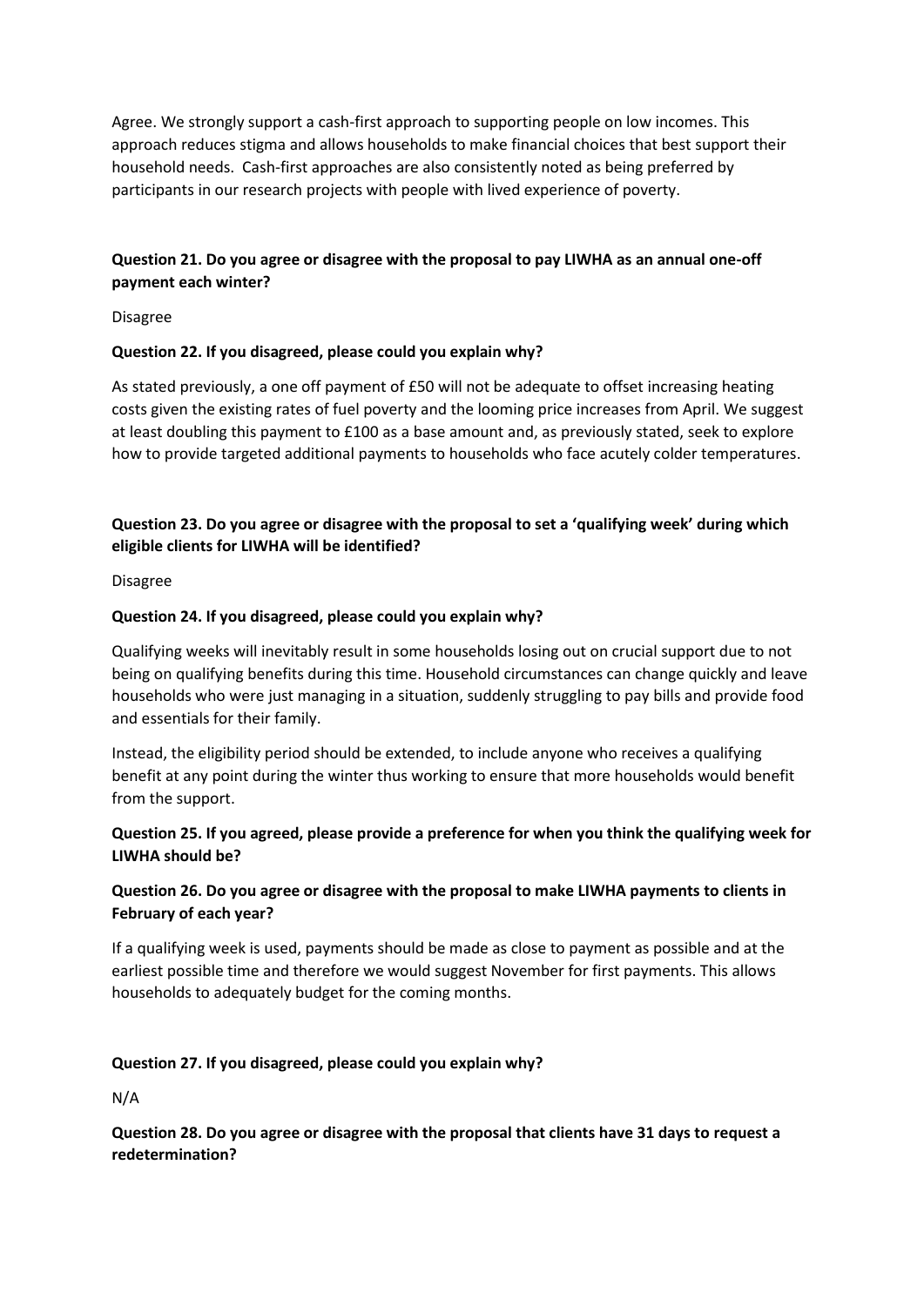Agree. We strongly support a cash-first approach to supporting people on low incomes. This approach reduces stigma and allows households to make financial choices that best support their household needs.  Cash-first approaches are also consistently noted as being preferred by participants in our research projects with people with lived experience of poverty.

**Question 21. Do you agree or disagree with the proposal to pay LIWHA as an annual one-off payment each winter?**

Disagree

**Question 22. If you disagreed, please could you explain why?**

As stated previously, a one off payment of £50 will not be adequate to offset increasing heating costs given the existing rates of fuel poverty and the looming price increases from April. We suggest at least doubling this payment to £100 as a base amount and, as previously stated, seek to explore how to provide targeted additional payments to households who face acutely colder temperatures.

**Question 23. Do you agree or disagree with the proposal to set a 'qualifying week' during which eligible clients for LIWHA will be identified?**

Disagree

**Question 24. If you disagreed, please could you explain why?**

Qualifying weeks will inevitably result in some households losing out on crucial support due to not being on qualifying benefits during this time. Household circumstances can change quickly and leave households who were just managing in a situation, suddenly struggling to pay bills and provide food and essentials for their family.

Instead, the eligibility period should be extended, to include anyone who receives a qualifying benefit at any point during the winter thus working to ensure that more households would benefit from the support.

**Question 25. If you agreed, please provide a preference for when you think the qualifying week for LIWHA should be?**

**Question 26. Do you agree or disagree with the proposal to make LIWHA payments to clients in February of each year?**

If a qualifying week is used, payments should be made as close to payment as possible and at the earliest possible time and therefore we would suggest November for first payments. This allows households to adequately budget for the coming months.

**Question 27. If you disagreed, please could you explain why?**

N/A

**Question 28. Do you agree or disagree with the proposal that clients have 31 days to request a redetermination?**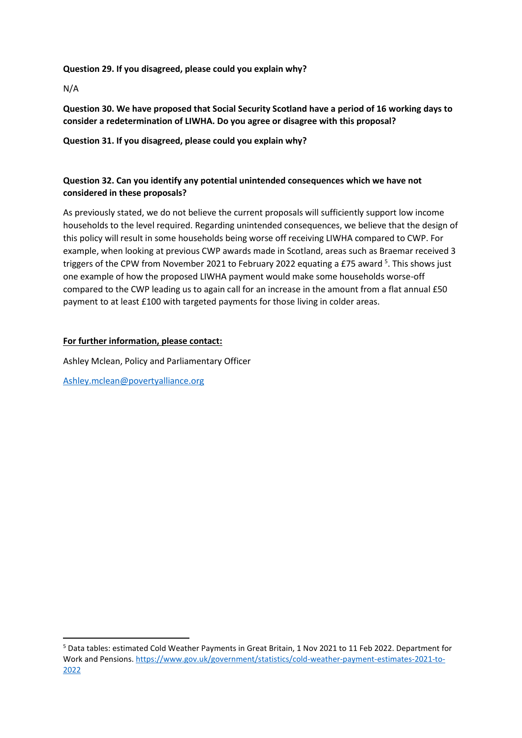**Question 29. If you disagreed, please could you explain why?**

N/A

**Question 30. We have proposed that Social Security Scotland have a period of 16 working days to consider a redetermination of LIWHA. Do you agree or disagree with this proposal?**

**Question 31. If you disagreed, please could you explain why?**

**Question 32. Can you identify any potential unintended consequences which we have not considered in these proposals?**

As previously stated, we do not believe the current proposals will sufficiently support low income households to the level required. Regarding unintended consequences, we believe that the design of this policy will result in some households being worse off receiving LIWHA compared to CWP. For example, when looking at previous CWP awards made in Scotland, areas such as Braemar received 3 triggers of the CPW from November 2021 to February 2022 equating a £75 award [5]. This shows just one example of how the proposed LIWHA payment would make some households worse-off compared to the CWP leading us to again call for an increase in the amount from a flat annual £50 payment to at least £100 with targeted payments for those living in colder areas.

**For further information, please contact:**

Ashley Mclean, Policy and Parliamentary Officer

Ashley.mclean@povertyalliance.org

[5] Data tables: estimated Cold Weather Payments in Great Britain, 1 Nov 2021 to 11 Feb 2022. Department for Work and Pensions. https://www.gov.uk/government/statistics/cold-weather-payment-estimates-2021-to-2022